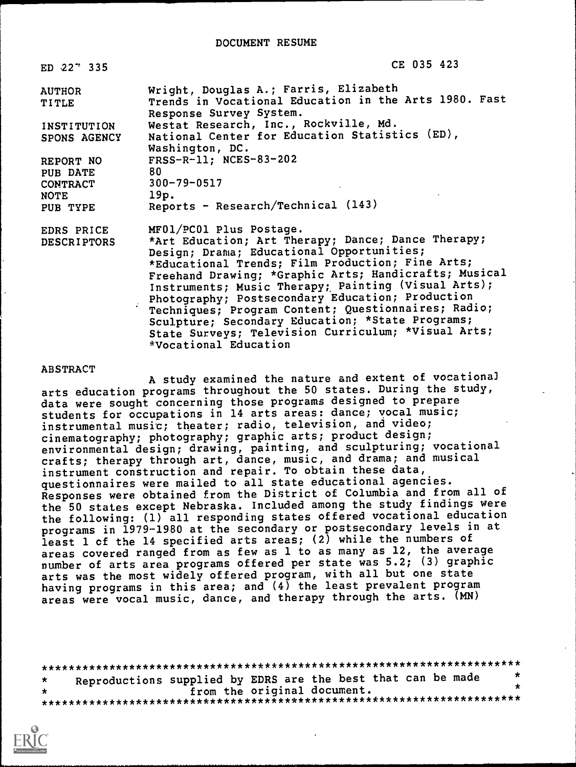# DOCUMENT RESUME

| | |
|---|---|
| ED 227 335 | CE 035 423 |
| AUTHOR | Wright, Douglas A.; Farris, Elizabeth |
| TITLE | Trends in Vocational Education in the Arts 1980. Fast Response Survey System. |
| INSTITUTION | Westat Research, Inc., Rockville, Md. |
| SPONS AGENCY | National Center for Education Statistics (ED), Washington, DC. |
| REPORT NO | FRSS-R-11; NCES-83-202 |
| PUB DATE | 80 |
| CONTRACT | 300-79-0517 |
| NOTE | 19p. |
| PUB TYPE | Reports - Research/Technical (143) |
| EDRS PRICE | MF01/PC01 Plus Postage. |
| DESCRIPTORS | *Art Education; Art Therapy; Dance; Dance Therapy; Design; Drama; Educational Opportunities; *Educational Trends; Film Production; Fine Arts; Freehand Drawing; *Graphic Arts; Handicrafts; Musical Instruments; Music Therapy; Painting (Visual Arts); Photography; Postsecondary Education; Production Techniques; Program Content; Questionnaires; Radio; Sculpture; Secondary Education; *State Programs; State Surveys; Television Curriculum; *Visual Arts; *Vocational Education |

## ABSTRACT

A study examined the nature and extent of vocational arts education programs throughout the 50 states. During the study, data were sought concerning those programs designed to prepare students for occupations in 14 arts areas: dance; vocal music; instrumental music; theater; radio, television, and video; cinematography; photography; graphic arts; product design; environmental design; drawing, painting, and sculpturing; vocational crafts; therapy through art, dance, music, and drama; and musical instrument construction and repair. To obtain these data, questionnaires were mailed to all state educational agencies. Responses were obtained from the District of Columbia and from all of the 50 states except Nebraska. Included among the study findings were the following: (1) all responding states offered vocational education programs in 1979-1980 at the secondary or postsecondary levels in at least 1 of the 14 specified arts areas; (2) while the numbers of areas covered ranged from as few as 1 to as many as 12, the average number of arts area programs offered per state was 5.2; (3) graphic arts was the most widely offered program, with all but one state having programs in this area; and (4) the least prevalent program areas were vocal music, dance, and therapy through the arts. (MN)

---

Reproductions supplied by EDRS are the best that can be made from the original document.

---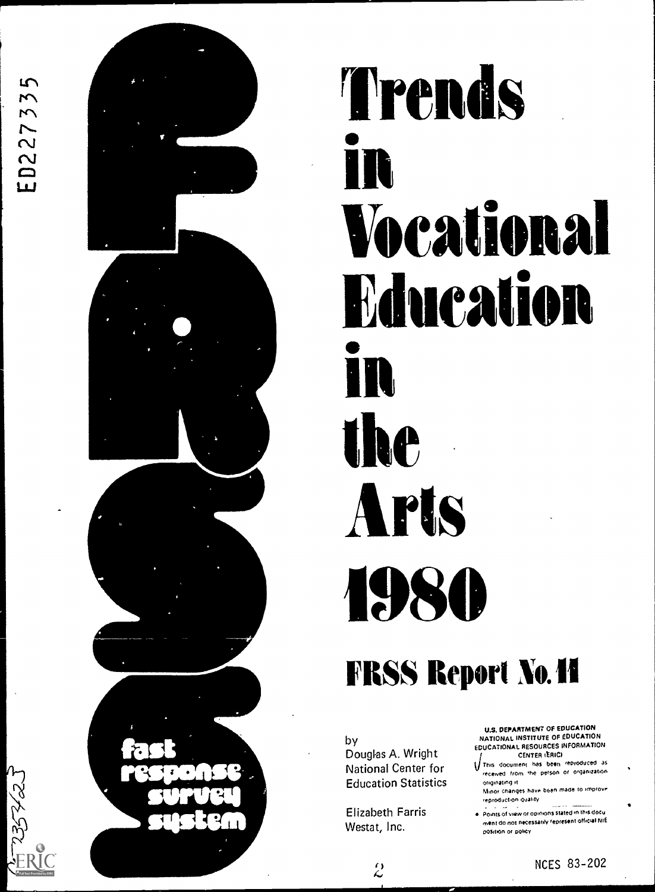ED227335

# Trends in Vocational Education in the Arts 1980

## FRSS Report No. 11

fast response survey system

by
Douglas A. Wright
National Center for Education Statistics

Elizabeth Farris
Westat, Inc.

U.S. DEPARTMENT OF EDUCATION
NATIONAL INSTITUTE OF EDUCATION
EDUCATIONAL RESOURCES INFORMATION CENTER (ERIC)

This document has been reproduced as received from the person or organization originating it.
Minor changes have been made to improve reproduction quality.

- Points of view or opinions stated in this document do not necessarily represent official NIE position or policy

NCES 83-202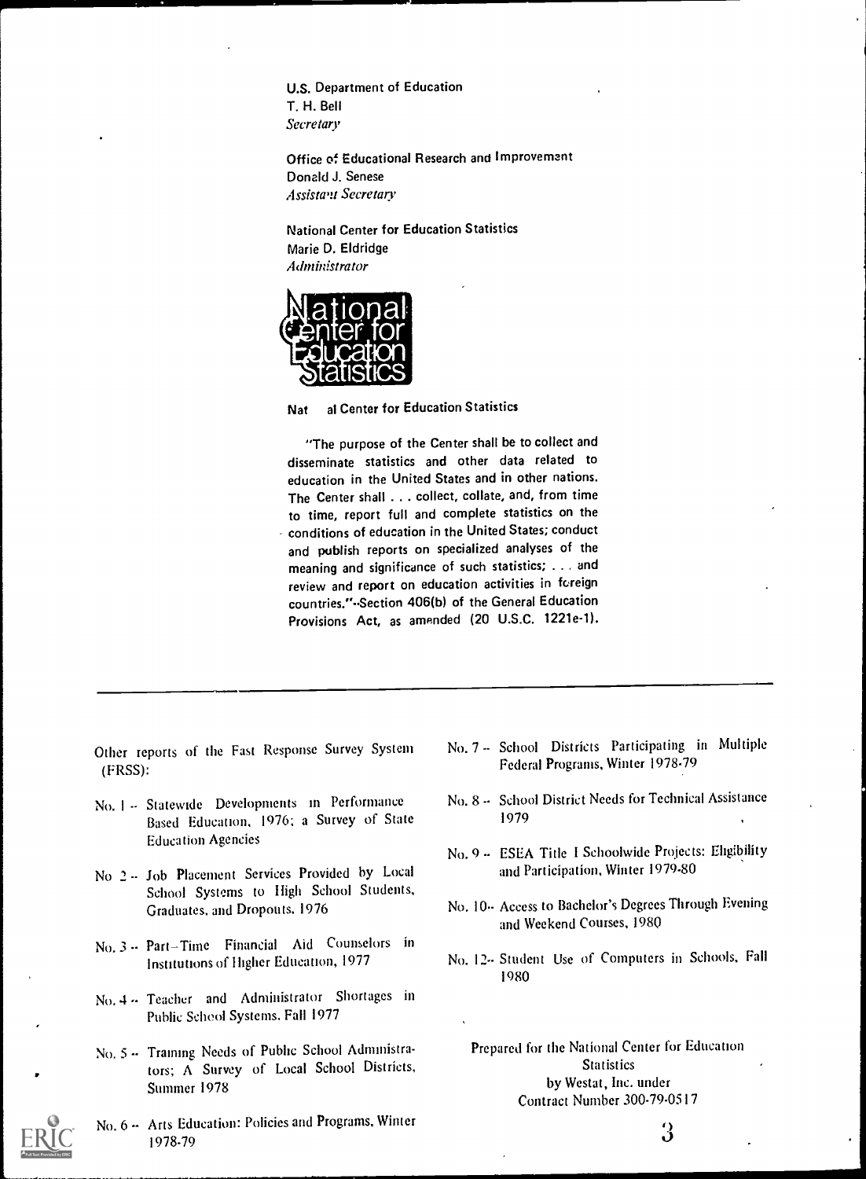U.S. Department of Education
T. H. Bell
*Secretary*

Office of Educational Research and Improvement
Donald J. Senese
*Assistant Secretary*

National Center for Education Statistics
Marie D. Eldridge
*Administrator*

National Center for Education Statistics

"The purpose of the Center shall be to collect and disseminate statistics and other data related to education in the United States and in other nations. The Center shall . . . collect, collate, and, from time to time, report full and complete statistics on the conditions of education in the United States; conduct and publish reports on specialized analyses of the meaning and significance of such statistics; . . . and review and report on education activities in foreign countries."--Section 406(b) of the General Education Provisions Act, as amended (20 U.S.C. 1221e-1).

---

Other reports of the Fast Response Survey System (FRSS):

No. 1 -- Statewide Developments in Performance Based Education, 1976; a Survey of State Education Agencies

No. 2 -- Job Placement Services Provided by Local School Systems to High School Students, Graduates, and Dropouts, 1976

No. 3 -- Part-Time Financial Aid Counselors in Institutions of Higher Education, 1977

No. 4 -- Teacher and Administrator Shortages in Public School Systems, Fall 1977

No. 5 -- Training Needs of Public School Administrators; A Survey of Local School Districts, Summer 1978

No. 6 -- Arts Education: Policies and Programs, Winter 1978-79

No. 7 -- School Districts Participating in Multiple Federal Programs, Winter 1978-79

No. 8 -- School District Needs for Technical Assistance 1979

No. 9 -- ESEA Title I Schoolwide Projects: Eligibility and Participation, Winter 1979-80

No. 10 -- Access to Bachelor's Degrees Through Evening and Weekend Courses, 1980

No. 12 -- Student Use of Computers in Schools, Fall 1980

Prepared for the National Center for Education Statistics
by Westat, Inc. under
Contract Number 300-79-0517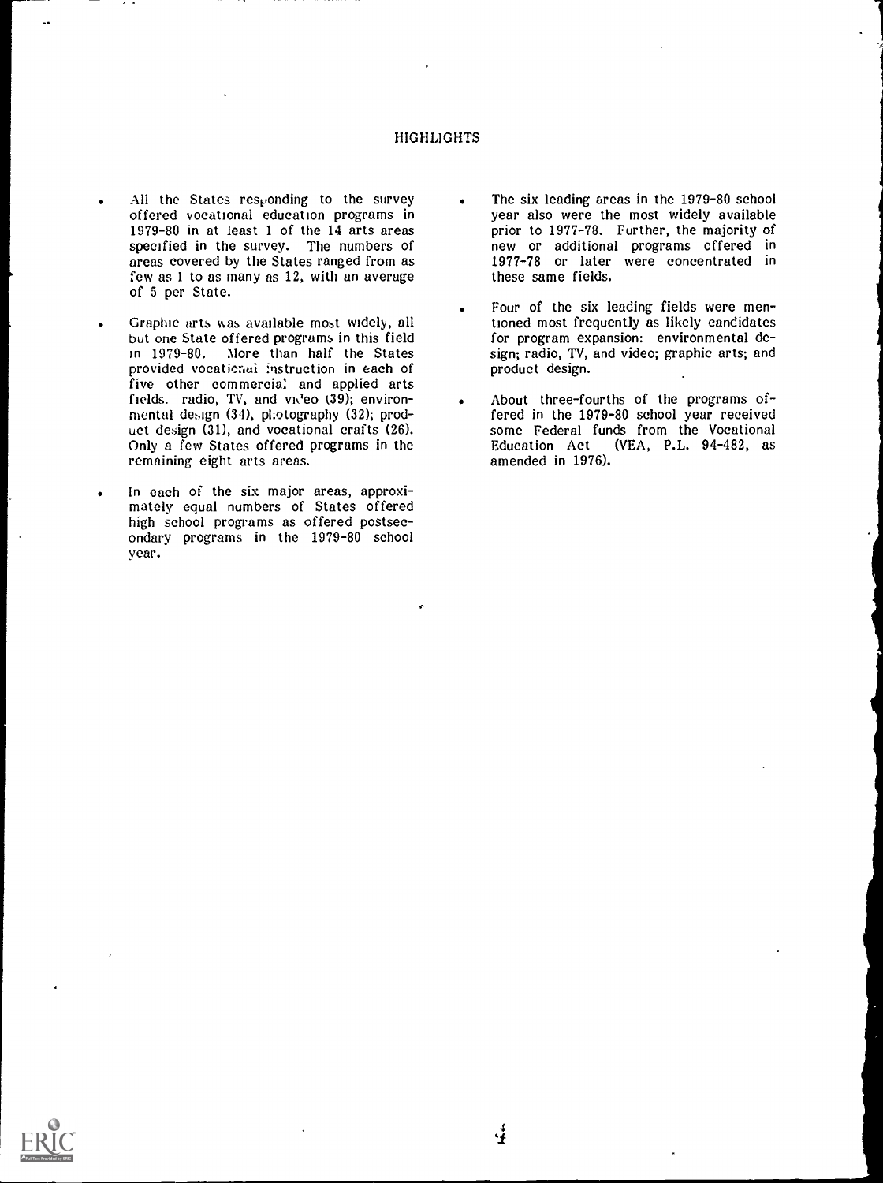# HIGHLIGHTS

- All the States responding to the survey offered vocational education programs in 1979-80 in at least 1 of the 14 arts areas specified in the survey. The numbers of areas covered by the States ranged from as few as 1 to as many as 12, with an average of 5 per State.

- Graphic arts was available most widely, all but one State offered programs in this field in 1979-80. More than half the States provided vocational instruction in each of five other commercial and applied arts fields. radio, TV, and video (39); environmental design (34), photography (32); product design (31), and vocational crafts (26). Only a few States offered programs in the remaining eight arts areas.

- In each of the six major areas, approximately equal numbers of States offered high school programs as offered postsecondary programs in the 1979-80 school year.

- The six leading areas in the 1979-80 school year also were the most widely available prior to 1977-78. Further, the majority of new or additional programs offered in 1977-78 or later were concentrated in these same fields.

- Four of the six leading fields were mentioned most frequently as likely candidates for program expansion: environmental design; radio, TV, and video; graphic arts; and product design.

- About three-fourths of the programs offered in the 1979-80 school year received some Federal funds from the Vocational Education Act (VEA, P.L. 94-482, as amended in 1976).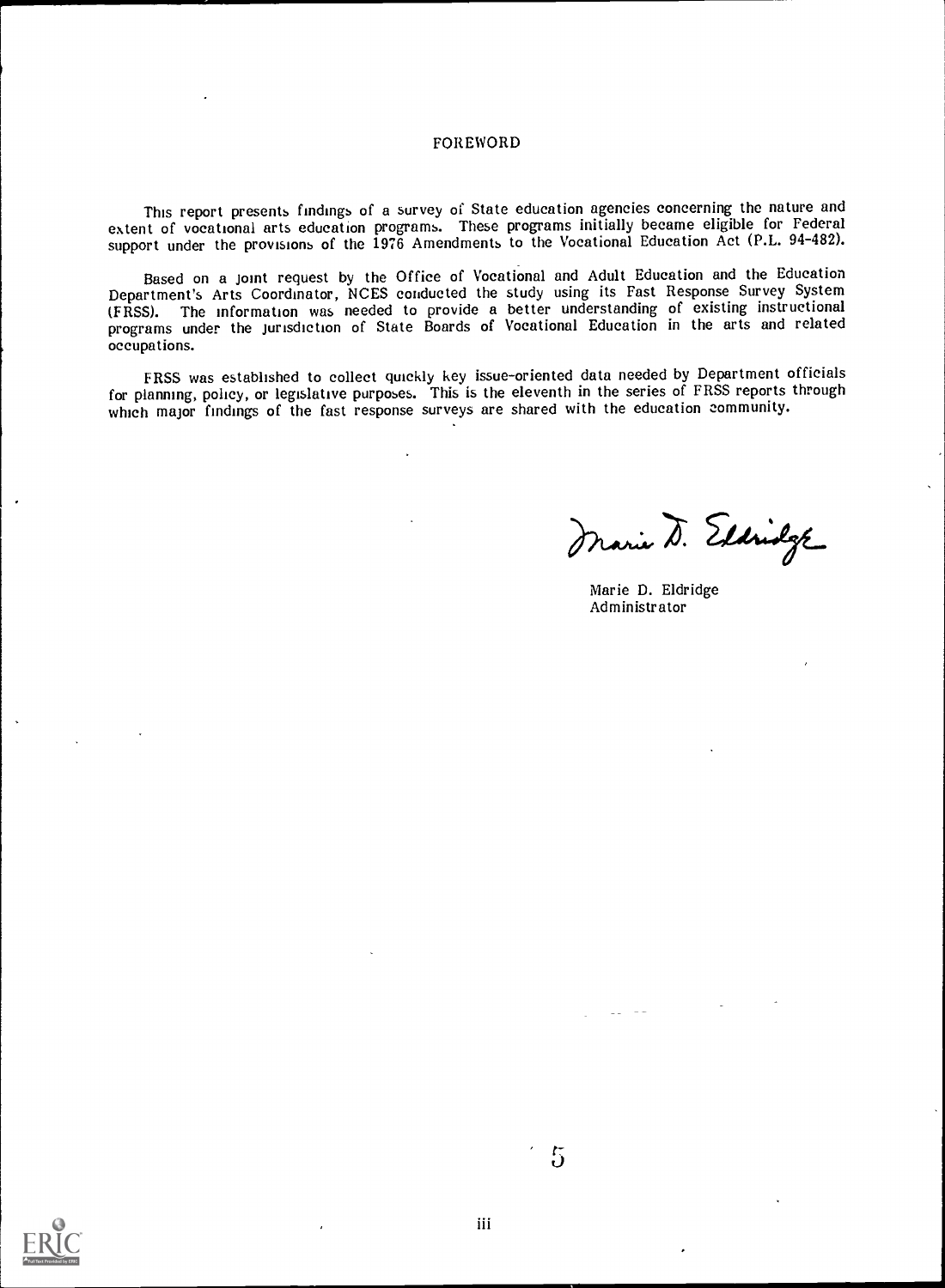# FOREWORD

This report presents findings of a survey of State education agencies concerning the nature and extent of vocational arts education programs. These programs initially became eligible for Federal support under the provisions of the 1976 Amendments to the Vocational Education Act (P.L. 94-482).

Based on a joint request by the Office of Vocational and Adult Education and the Education Department's Arts Coordinator, NCES conducted the study using its Fast Response Survey System (FRSS). The information was needed to provide a better understanding of existing instructional programs under the jurisdiction of State Boards of Vocational Education in the arts and related occupations.

FRSS was established to collect quickly key issue-oriented data needed by Department officials for planning, policy, or legislative purposes. This is the eleventh in the series of FRSS reports through which major findings of the fast response surveys are shared with the education community.

Marie D. Eldridge
Administrator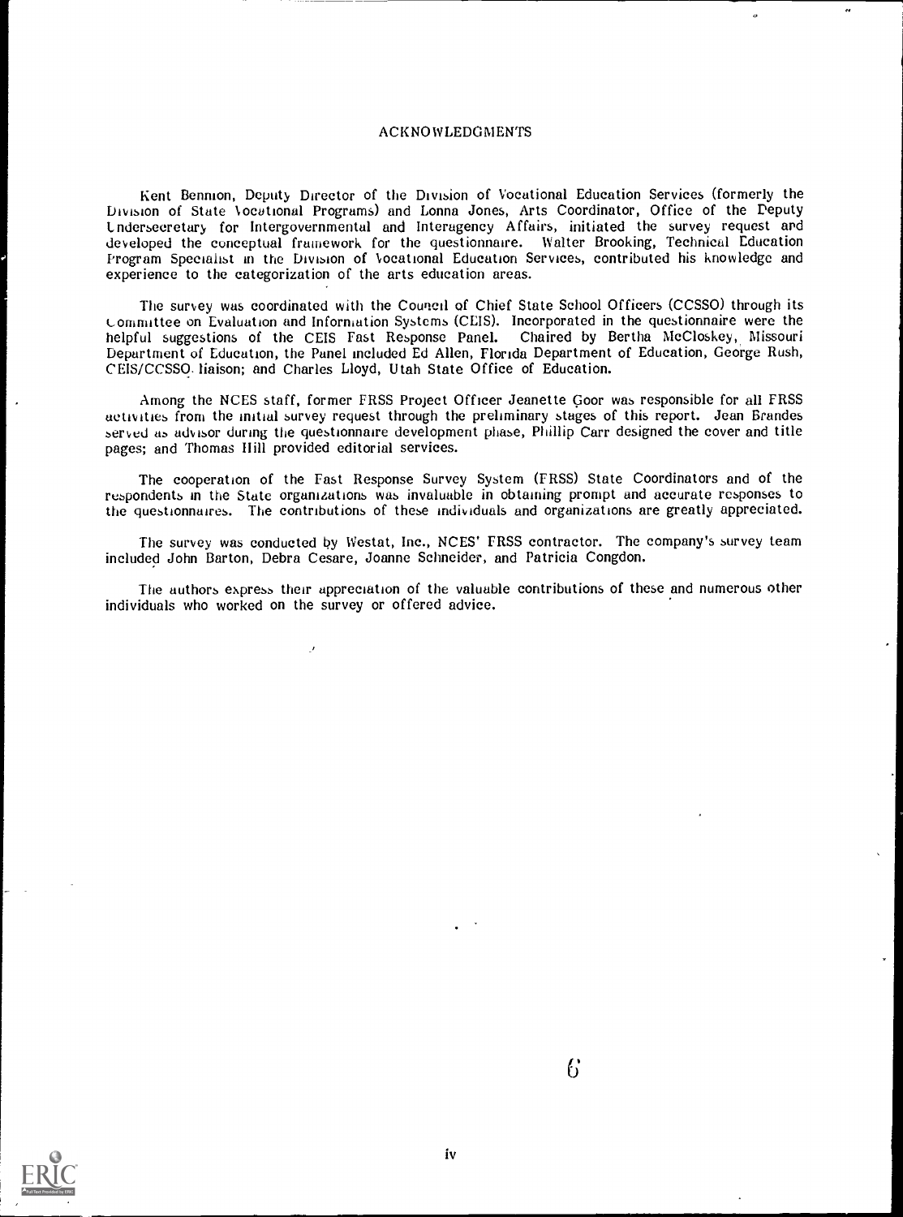# ACKNOWLEDGMENTS

Kent Bennion, Deputy Director of the Division of Vocational Education Services (formerly the Division of State Vocational Programs) and Lonna Jones, Arts Coordinator, Office of the Deputy Undersecretary for Intergovernmental and Interagency Affairs, initiated the survey request and developed the conceptual framework for the questionnaire. Walter Brooking, Technical Education Program Specialist in the Division of Vocational Education Services, contributed his knowledge and experience to the categorization of the arts education areas.

The survey was coordinated with the Council of Chief State School Officers (CCSSO) through its Committee on Evaluation and Information Systems (CEIS). Incorporated in the questionnaire were the helpful suggestions of the CEIS Fast Response Panel. Chaired by Bertha McCloskey, Missouri Department of Education, the Panel included Ed Allen, Florida Department of Education, George Rush, CEIS/CCSSO liaison; and Charles Lloyd, Utah State Office of Education.

Among the NCES staff, former FRSS Project Officer Jeanette Goor was responsible for all FRSS activities from the initial survey request through the preliminary stages of this report. Jean Brandes served as advisor during the questionnaire development phase, Phillip Carr designed the cover and title pages; and Thomas Hill provided editorial services.

The cooperation of the Fast Response Survey System (FRSS) State Coordinators and of the respondents in the State organizations was invaluable in obtaining prompt and accurate responses to the questionnaires. The contributions of these individuals and organizations are greatly appreciated.

The survey was conducted by Westat, Inc., NCES' FRSS contractor. The company's survey team included John Barton, Debra Cesare, Joanne Schneider, and Patricia Congdon.

The authors express their appreciation of the valuable contributions of these and numerous other individuals who worked on the survey or offered advice.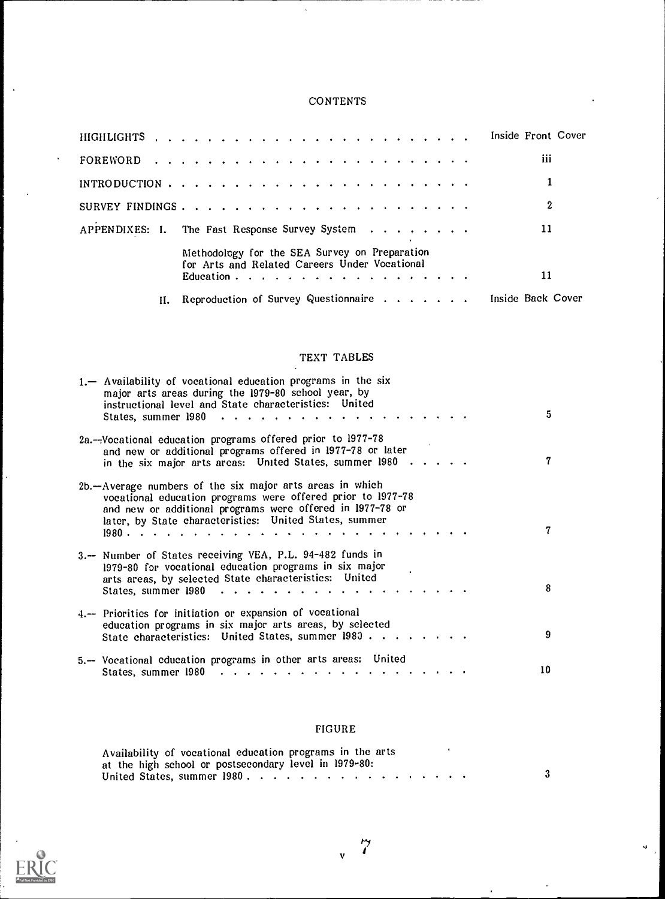# CONTENTS

| | Page |
|---|---|
| HIGHLIGHTS | Inside Front Cover |
| FOREWORD | iii |
| INTRODUCTION | 1 |
| SURVEY FINDINGS | 2 |
| APPENDIXES: I. The Fast Response Survey System | 11 |
| Methodology for the SEA Survey on Preparation for Arts and Related Careers Under Vocational Education | 11 |
| II. Reproduction of Survey Questionnaire | Inside Back Cover |

## TEXT TABLES

| | |
|---|---|
| 1.— Availability of vocational education programs in the six major arts areas during the 1979-80 school year, by instructional level and State characteristics: United States, summer 1980 | 5 |
| 2a.—Vocational education programs offered prior to 1977-78 and new or additional programs offered in 1977-78 or later in the six major arts areas: United States, summer 1980 | 7 |
| 2b.—Average numbers of the six major arts areas in which vocational education programs were offered prior to 1977-78 and new or additional programs were offered in 1977-78 or later, by State characteristics: United States, summer 1980 | 7 |
| 3.— Number of States receiving VEA, P.L. 94-482 funds in 1979-80 for vocational education programs in six major arts areas, by selected State characteristics: United States, summer 1980 | 8 |
| 4.— Priorities for initiation or expansion of vocational education programs in six major arts areas, by selected State characteristics: United States, summer 1980 | 9 |
| 5.— Vocational education programs in other arts areas: United States, summer 1980 | 10 |

## FIGURE

| | |
|---|---|
| Availability of vocational education programs in the arts at the high school or postsecondary level in 1979-80: United States, summer 1980 | 3 |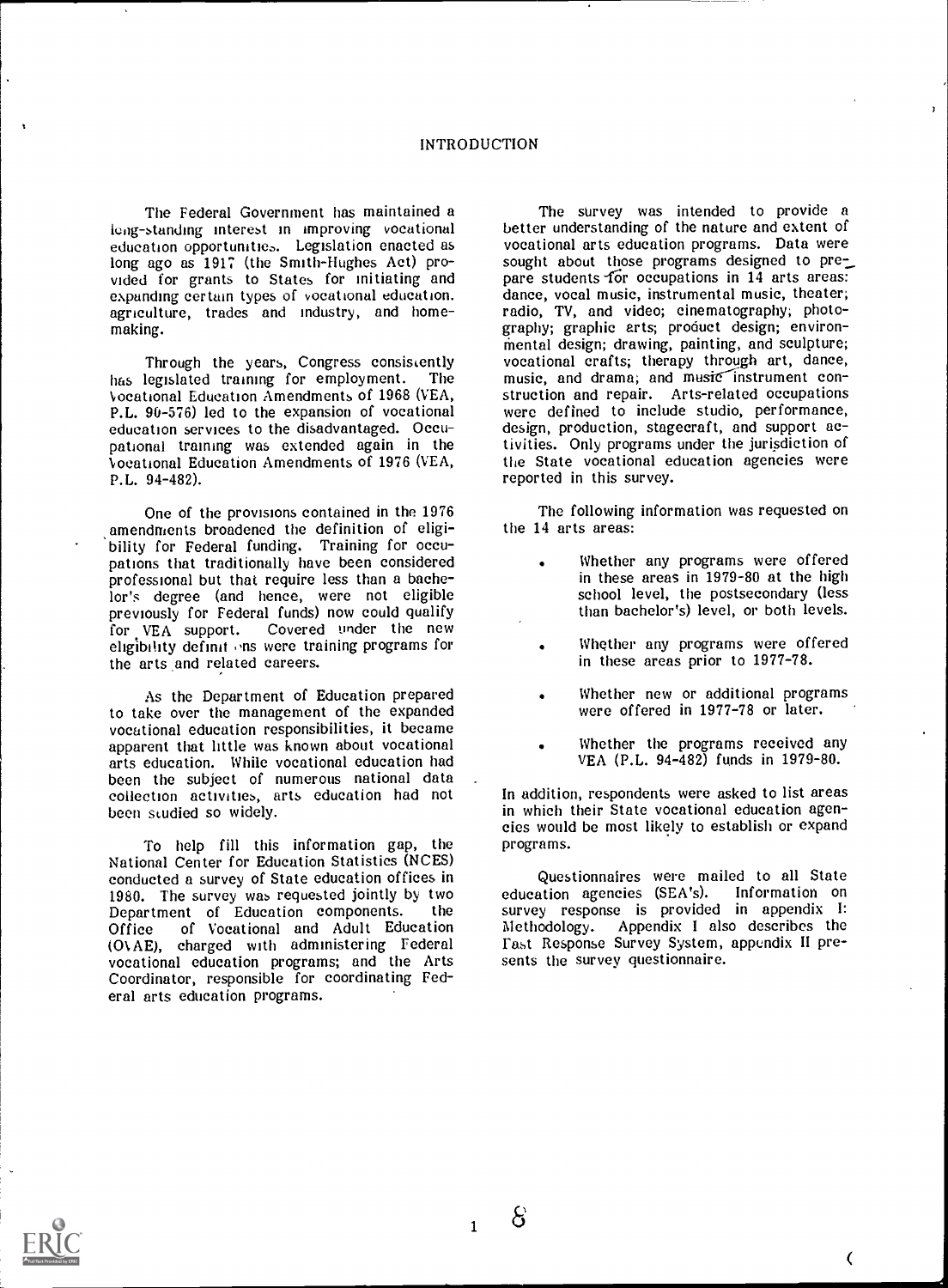# INTRODUCTION

The Federal Government has maintained a long-standing interest in improving vocational education opportunities. Legislation enacted as long ago as 1917 (the Smith-Hughes Act) provided for grants to States for initiating and expanding certain types of vocational education. agriculture, trades and industry, and homemaking.

Through the years, Congress consistently has legislated training for employment. The Vocational Education Amendments of 1968 (VEA, P.L. 90-576) led to the expansion of vocational education services to the disadvantaged. Occupational training was extended again in the Vocational Education Amendments of 1976 (VEA, P.L. 94-482).

One of the provisions contained in the 1976 amendments broadened the definition of eligibility for Federal funding. Training for occupations that traditionally have been considered professional but that require less than a bachelor's degree (and hence, were not eligible previously for Federal funds) now could qualify for VEA support. Covered under the new eligibility definitions were training programs for the arts and related careers.

As the Department of Education prepared to take over the management of the expanded vocational education responsibilities, it became apparent that little was known about vocational arts education. While vocational education had been the subject of numerous national data collection activities, arts education had not been studied so widely.

To help fill this information gap, the National Center for Education Statistics (NCES) conducted a survey of State education offices in 1980. The survey was requested jointly by two Department of Education components. the Office of Vocational and Adult Education (OVAE), charged with administering Federal vocational education programs; and the Arts Coordinator, responsible for coordinating Federal arts education programs.

The survey was intended to provide a better understanding of the nature and extent of vocational arts education programs. Data were sought about those programs designed to prepare students for occupations in 14 arts areas: dance, vocal music, instrumental music, theater; radio, TV, and video; cinematography; photography; graphic arts; product design; environmental design; drawing, painting, and sculpture; vocational crafts; therapy through art, dance, music, and drama; and music instrument construction and repair. Arts-related occupations were defined to include studio, performance, design, production, stagecraft, and support activities. Only programs under the jurisdiction of the State vocational education agencies were reported in this survey.

The following information was requested on the 14 arts areas:

- Whether any programs were offered in these areas in 1979-80 at the high school level, the postsecondary (less than bachelor's) level, or both levels.
- Whether any programs were offered in these areas prior to 1977-78.
- Whether new or additional programs were offered in 1977-78 or later.
- Whether the programs received any VEA (P.L. 94-482) funds in 1979-80.

In addition, respondents were asked to list areas in which their State vocational education agencies would be most likely to establish or expand programs.

Questionnaires were mailed to all State education agencies (SEA's). Information on survey response is provided in appendix I: Methodology. Appendix I also describes the Fast Response Survey System, appendix II presents the survey questionnaire.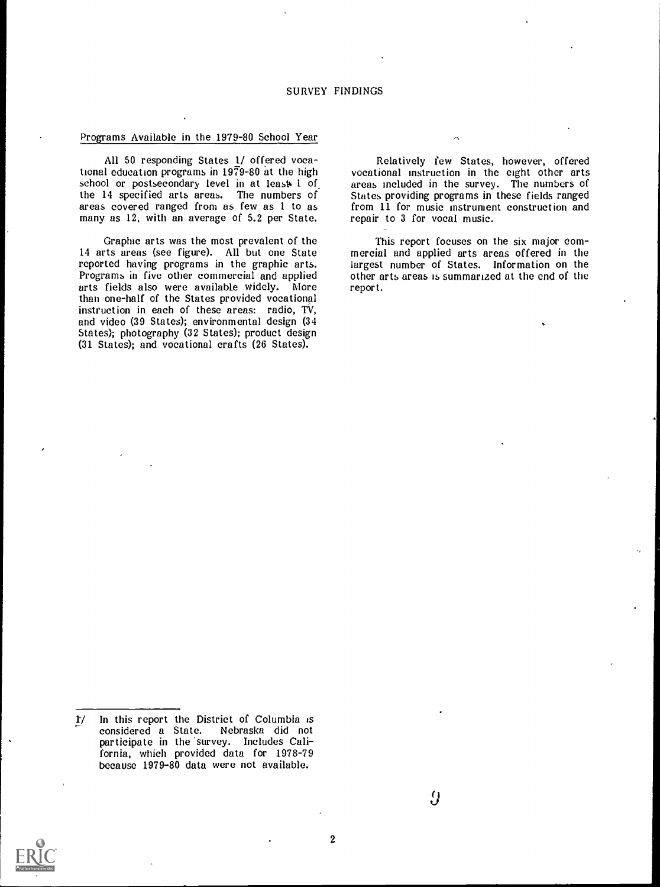# SURVEY FINDINGS

## Programs Available in the 1979-80 School Year

All 50 responding States 1/ offered vocational education programs in 1979-80 at the high school or postsecondary level in at least 1 of the 14 specified arts areas. The numbers of areas covered ranged from as few as 1 to as many as 12, with an average of 5.2 per State.

Graphic arts was the most prevalent of the 14 arts areas (see figure). All but one State reported having programs in the graphic arts. Programs in five other commercial and applied arts fields also were available widely. More than one-half of the States provided vocational instruction in each of these areas: radio, TV, and video (39 States); environmental design (34 States); photography (32 States); product design (31 States); and vocational crafts (26 States).

Relatively few States, however, offered vocational instruction in the eight other arts areas included in the survey. The numbers of States providing programs in these fields ranged from 11 for music instrument construction and repair to 3 for vocal music.

This report focuses on the six major commercial and applied arts areas offered in the largest number of States. Information on the other arts areas is summarized at the end of the report.

---

1/ In this report the District of Columbia is considered a State. Nebraska did not participate in the survey. Includes California, which provided data for 1978-79 because 1979-80 data were not available.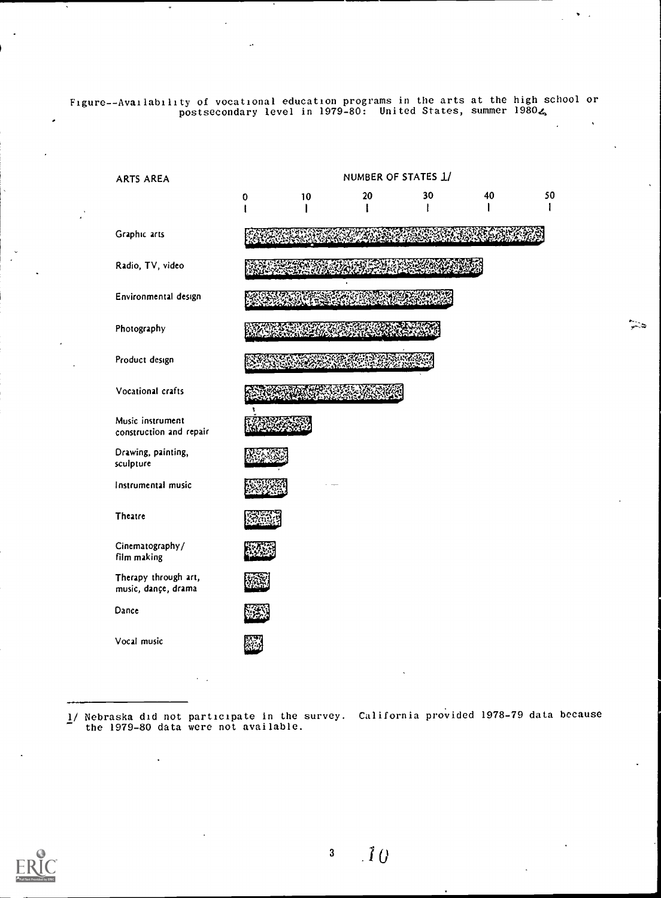Figure--Availability of vocational education programs in the arts at the high school or postsecondary level in 1979-80: United States, summer 1980

| ARTS AREA |
|---|
| Graphic arts |
| Radio, TV, video |
| Environmental design |
| Photography |
| Product design |
| Vocational crafts |
| Music instrument construction and repair |
| Drawing, painting, sculpture |
| Instrumental music |
| Theatre |
| Cinematography/ film making |
| Therapy through art, music, dance, drama |
| Dance |
| Vocal music |

NUMBER OF STATES 1/

0 10 20 30 40 50

1/ Nebraska did not participate in the survey. California provided 1978-79 data because the 1979-80 data were not available.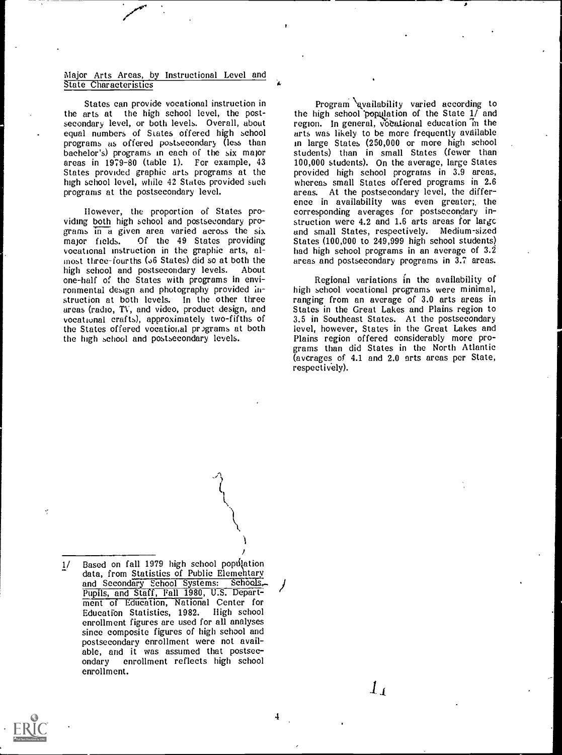## Major Arts Areas, by Instructional Level and State Characteristics

States can provide vocational instruction in the arts at the high school level, the postsecondary level, or both levels. Overall, about equal numbers of States offered high school programs as offered postsecondary (less than bachelor's) programs in each of the six major areas in 1979-80 (table 1). For example, 43 States provided graphic arts programs at the high school level, while 42 States provided such programs at the postsecondary level.

However, the proportion of States providing both high school and postsecondary programs in a given area varied across the six major fields. Of the 49 States providing vocational instruction in the graphic arts, almost three-fourths (36 States) did so at both the high school and postsecondary levels. About one-half of the States with programs in environmental design and photography provided instruction at both levels. In the other three areas (radio, TV, and video, product design, and vocational crafts), approximately two-fifths of the States offered vocational programs at both the high school and postsecondary levels.

Program availability varied according to the high school population of the State 1/ and region. In general, vocational education in the arts was likely to be more frequently available in large States (250,000 or more high school students) than in small States (fewer than 100,000 students). On the average, large States provided high school programs in 3.9 areas, whereas small States offered programs in 2.6 areas. At the postsecondary level, the difference in availability was even greater; the corresponding averages for postsecondary instruction were 4.2 and 1.6 arts areas for large and small States, respectively. Medium-sized States (100,000 to 249,999 high school students) had high school programs in an average of 3.2 areas and postsecondary programs in 3.7 areas.

Regional variations in the availability of high school vocational programs were minimal, ranging from an average of 3.0 arts areas in States in the Great Lakes and Plains region to 3.5 in Southeast States. At the postsecondary level, however, States in the Great Lakes and Plains region offered considerably more programs than did States in the North Atlantic (averages of 4.1 and 2.0 arts areas per State, respectively).

---

1/ Based on fall 1979 high school population data, from Statistics of Public Elementary and Secondary School Systems: Schools, Pupils, and Staff, Fall 1980, U.S. Department of Education, National Center for Education Statistics, 1982. High school enrollment figures are used for all analyses since composite figures of high school and postsecondary enrollment were not available, and it was assumed that postsecondary enrollment reflects high school enrollment.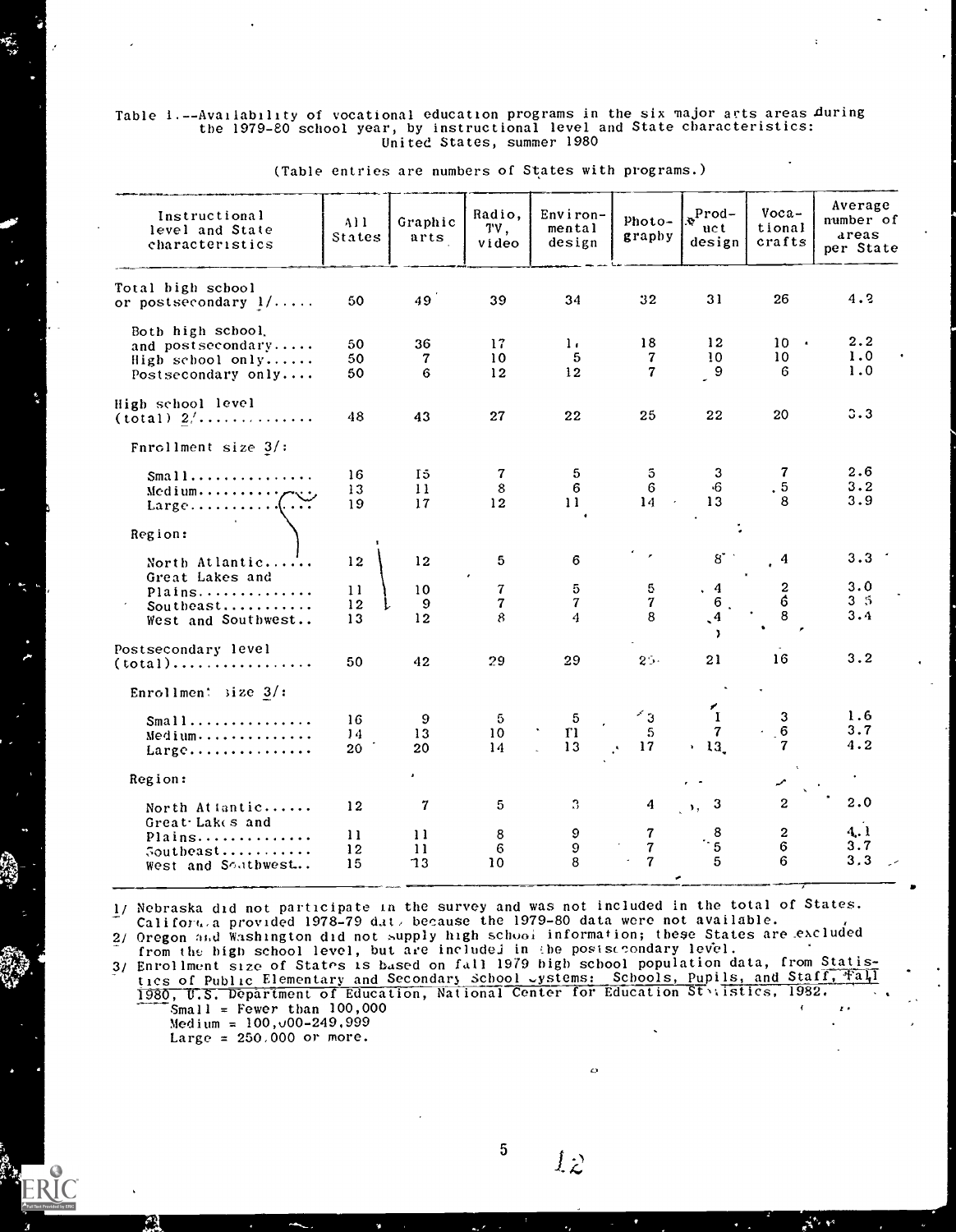Table 1.--Availability of vocational education programs in the six major arts areas during the 1979-80 school year, by instructional level and State characteristics: United States, summer 1980

(Table entries are numbers of States with programs.)

| Instructional level and State characteristics | All States | Graphic arts | Radio, TV, video | Environmental design | Photography | Product design | Vocational crafts | Average number of areas per State |
|---|---|---|---|---|---|---|---|---|
| Total high school or postsecondary 1/..... | 50 | 49 | 39 | 34 | 32 | 31 | 26 | 4.2 |
| Both high school and postsecondary..... | 50 | 36 | 17 | 1. | 18 | 12 | 10 | 2.2 |
| High school only...... | 50 | 7 | 10 | 5 | 7 | 10 | 10 | 1.0 |
| Postsecondary only.... | 50 | 6 | 12 | 12 | 7 | 9 | 6 | 1.0 |
| High school level (total) 2/............. | 48 | 43 | 27 | 22 | 25 | 22 | 20 | 3.3 |
| Enrollment size 3/: | | | | | | | | |
| Small............... | 16 | 15 | 7 | 5 | 5 | 3 | 7 | 2.6 |
| Medium.............. | 13 | 11 | 8 | 6 | 6 | 6 | 5 | 3.2 |
| Large............... | 19 | 17 | 12 | 11 | 14 | 13 | 8 | 3.9 |
| Region: | | | | | | | | |
| North Atlantic...... | 12 | 12 | 5 | 6 | | 8 | 4 | 3.3 |
| Great Lakes and Plains.............. | 11 | 10 | 7 | 5 | 5 | 4 | 2 | 3.0 |
| Southeast........... | 12 | 9 | 7 | 7 | 7 | 6 | 6 | 3.5 |
| West and Southwest.. | 13 | 12 | 8 | 4 | 8 | 4 | 8 | 3.4 |
| Postsecondary level (total)................. | 50 | 42 | 29 | 29 | 25 | 21 | 16 | 3.2 |
| Enrollment size 3/: | | | | | | | | |
| Small............... | 16 | 9 | 5 | 5 | 3 | 1 | 3 | 1.6 |
| Medium.............. | 14 | 13 | 10 | 11 | 5 | 7 | 6 | 3.7 |
| Large............... | 20 | 20 | 14 | 13 | 17 | 13 | 7 | 4.2 |
| Region: | | | | | | | | |
| North Atlantic...... | 12 | 7 | 5 | 3 | 4 | 3 | 2 | 2.0 |
| Great Lakes and Plains.............. | 11 | 11 | 8 | 9 | 7 | 8 | 2 | 4.1 |
| Southeast........... | 12 | 11 | 6 | 9 | 7 | 5 | 6 | 3.7 |
| West and Southwest.. | 15 | 13 | 10 | 8 | 7 | 5 | 6 | 3.3 |

1/ Nebraska did not participate in the survey and was not included in the total of States. California provided 1978-79 data because the 1979-80 data were not available.

2/ Oregon and Washington did not supply high school information; these States are excluded from the high school level, but are included in the postsecondary level.

3/ Enrollment size of States is based on fall 1979 high school population data, from Statistics of Public Elementary and Secondary School Systems: Schools, Pupils, and Staff, Fall 1980, U.S. Department of Education, National Center for Education Statistics, 1982.
Small = Fewer than 100,000
Medium = 100,000-249,999
Large = 250,000 or more.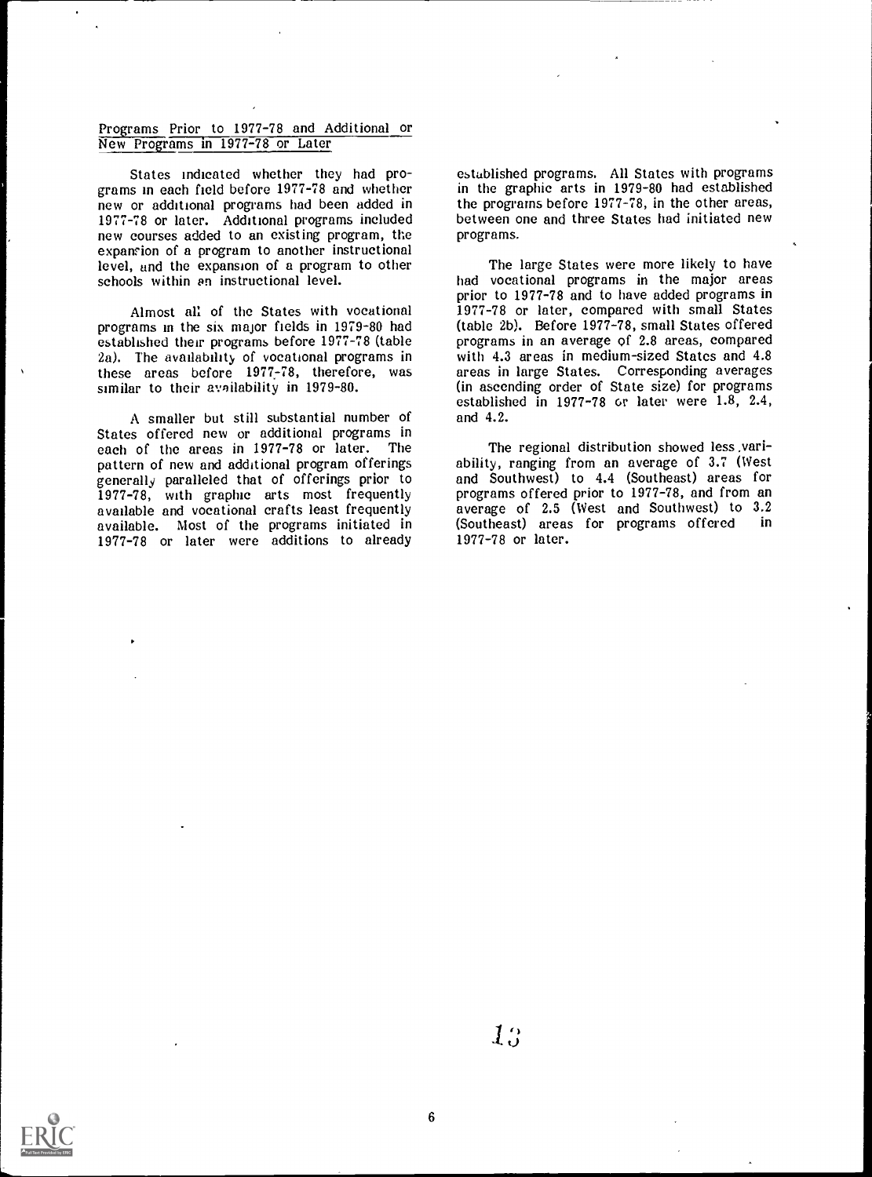## Programs Prior to 1977-78 and Additional or New Programs in 1977-78 or Later

States indicated whether they had programs in each field before 1977-78 and whether new or additional programs had been added in 1977-78 or later. Additional programs included new courses added to an existing program, the expansion of a program to another instructional level, and the expansion of a program to other schools within an instructional level.

Almost all of the States with vocational programs in the six major fields in 1979-80 had established their programs before 1977-78 (table 2a). The availability of vocational programs in these areas before 1977-78, therefore, was similar to their availability in 1979-80.

A smaller but still substantial number of States offered new or additional programs in each of the areas in 1977-78 or later. The pattern of new and additional program offerings generally paralleled that of offerings prior to 1977-78, with graphic arts most frequently available and vocational crafts least frequently available. Most of the programs initiated in 1977-78 or later were additions to already established programs. All States with programs in the graphic arts in 1979-80 had established the programs before 1977-78, in the other areas, between one and three States had initiated new programs.

The large States were more likely to have had vocational programs in the major areas prior to 1977-78 and to have added programs in 1977-78 or later, compared with small States (table 2b). Before 1977-78, small States offered programs in an average of 2.8 areas, compared with 4.3 areas in medium-sized States and 4.8 areas in large States. Corresponding averages (in ascending order of State size) for programs established in 1977-78 or later were 1.8, 2.4, and 4.2.

The regional distribution showed less variability, ranging from an average of 3.7 (West and Southwest) to 4.4 (Southeast) areas for programs offered prior to 1977-78, and from an average of 2.5 (West and Southwest) to 3.2 (Southeast) areas for programs offered in 1977-78 or later.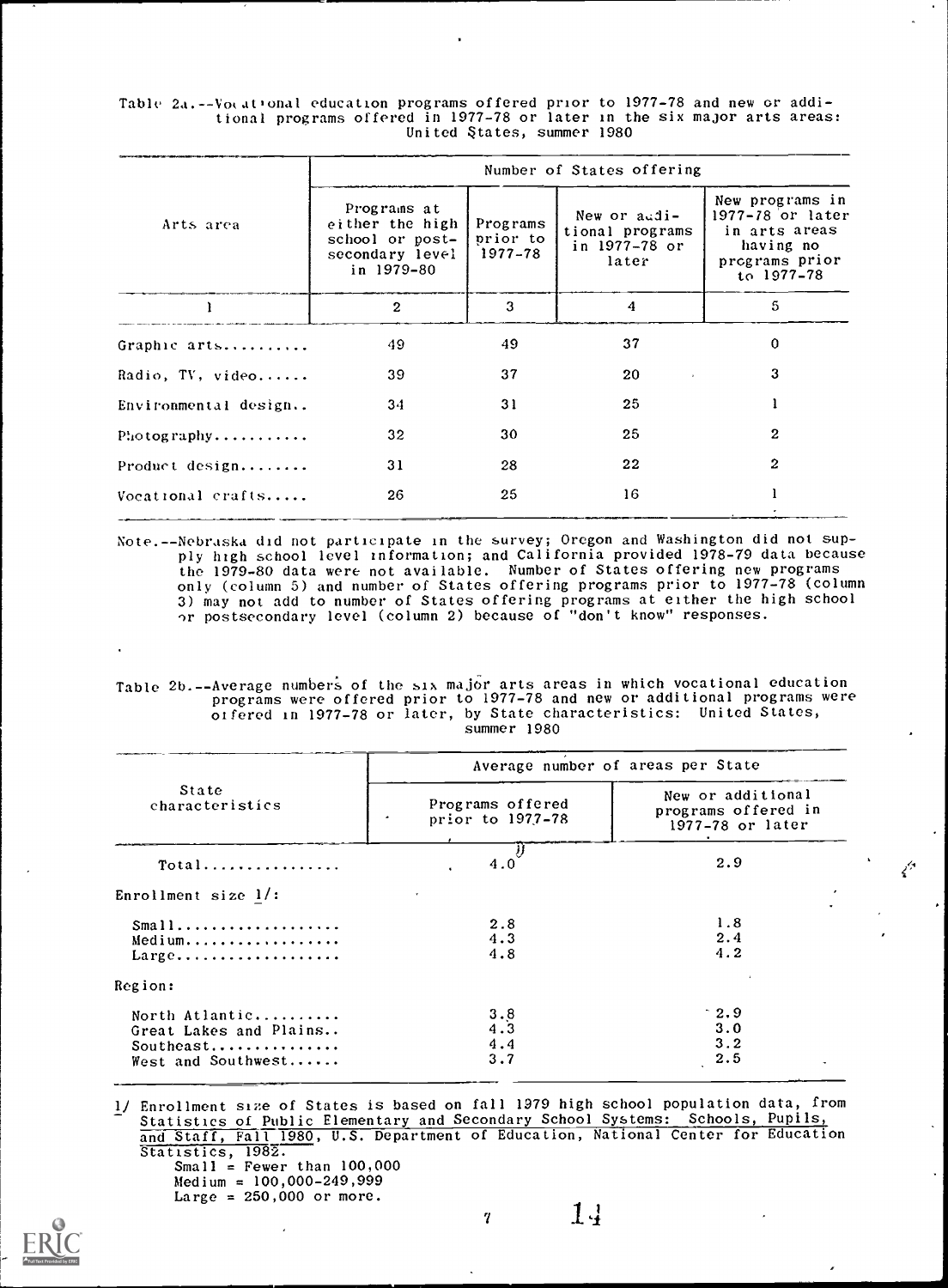Table 2a.--Vocational education programs offered prior to 1977-78 and new or additional programs offered in 1977-78 or later in the six major arts areas: United States, summer 1980

| Arts area | Number of States offering | | | |
|---|---|---|---|---|
| | Programs at either the high school or post-secondary level in 1979-80 | Programs prior to 1977-78 | New or additional programs in 1977-78 or later | New programs in 1977-78 or later in arts areas having no programs prior to 1977-78 |
| 1 | 2 | 3 | 4 | 5 |
| Graphic arts.......... | 49 | 49 | 37 | 0 |
| Radio, TV, video...... | 39 | 37 | 20 | 3 |
| Environmental design.. | 34 | 31 | 25 | 1 |
| Photography........... | 32 | 30 | 25 | 2 |
| Product design........ | 31 | 28 | 22 | 2 |
| Vocational crafts..... | 26 | 25 | 16 | 1 |

Note.--Nebraska did not participate in the survey; Oregon and Washington did not supply high school level information; and California provided 1978-79 data because the 1979-80 data were not available. Number of States offering new programs only (column 5) and number of States offering programs prior to 1977-78 (column 3) may not add to number of States offering programs at either the high school or postsecondary level (column 2) because of "don't know" responses.

Table 2b.--Average numbers of the six major arts areas in which vocational education programs were offered prior to 1977-78 and new or additional programs were offered in 1977-78 or later, by State characteristics: United States, summer 1980

| State characteristics | Average number of areas per State | |
|---|---|---|
| | Programs offered prior to 1977-78 | New or additional programs offered in 1977-78 or later |
| Total................ | 4.0 | 2.9 |
| Enrollment size 1/: | | |
| Small................... | 2.8 | 1.8 |
| Medium.................. | 4.3 | 2.4 |
| Large................... | 4.8 | 4.2 |
| Region: | | |
| North Atlantic.......... | 3.8 | 2.9 |
| Great Lakes and Plains.. | 4.3 | 3.0 |
| Southeast............... | 4.4 | 3.2 |
| West and Southwest...... | 3.7 | 2.5 |

1/ Enrollment size of States is based on fall 1979 high school population data, from Statistics of Public Elementary and Secondary School Systems: Schools, Pupils, and Staff, Fall 1980, U.S. Department of Education, National Center for Education Statistics, 1982.

Small = Fewer than 100,000
Medium = 100,000-249,999
Large = 250,000 or more.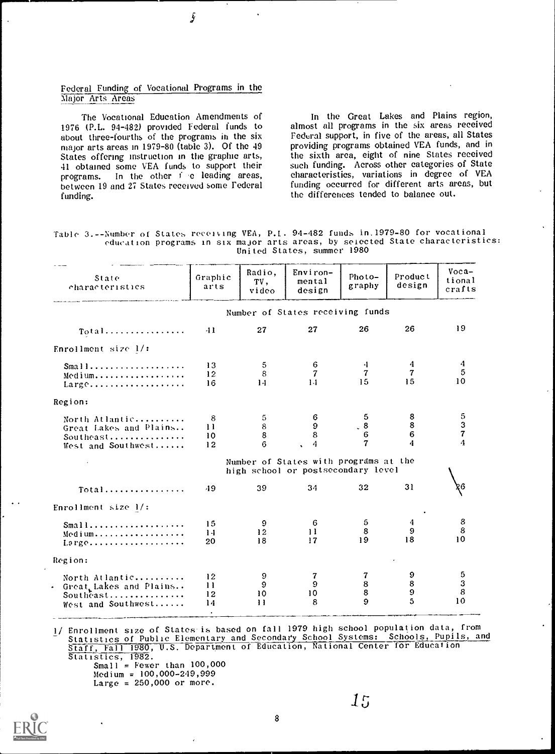## Federal Funding of Vocational Programs in the Major Arts Areas

The Vocational Education Amendments of 1976 (P.L. 94-482) provided Federal funds to about three-fourths of the programs in the six major arts areas in 1979-80 (table 3). Of the 49 States offering instruction in the graphic arts, 41 obtained some VEA funds to support their programs. In the other five leading areas, between 19 and 27 States received some Federal funding.

In the Great Lakes and Plains region, almost all programs in the six areas received Federal support, in five of the areas, all States providing programs obtained VEA funds, and in the sixth area, eight of nine States received such funding. Across other categories of State characteristics, variations in degree of VEA funding occurred for different arts areas, but the differences tended to balance out.

Table 3.--Number of States receiving VEA, P.L. 94-482 funds in 1979-80 for vocational education programs in six major arts areas, by selected State characteristics: United States, summer 1980

| State characteristics | Graphic arts | Radio, TV, video | Environ-mental design | Photo-graphy | Product design | Voca-tional crafts |
|---|---|---|---|---|---|---|
| | Number of States receiving funds | | | | | |
| Total | 41 | 27 | 27 | 26 | 26 | 19 |
| Enrollment size 1/: | | | | | | |
| Small | 13 | 5 | 6 | 4 | 4 | 4 |
| Medium | 12 | 8 | 7 | 7 | 7 | 5 |
| Large | 16 | 14 | 14 | 15 | 15 | 10 |
| Region: | | | | | | |
| North Atlantic | 8 | 5 | 6 | 5 | 8 | 5 |
| Great Lakes and Plains | 11 | 8 | 9 | 8 | 8 | 3 |
| Southeast | 10 | 8 | 8 | 6 | 6 | 7 |
| West and Southwest | 12 | 6 | 4 | 7 | 4 | 4 |
| | Number of States with programs at the high school or postsecondary level | | | | | |
| Total | 49 | 39 | 34 | 32 | 31 | 26 |
| Enrollment size 1/: | | | | | | |
| Small | 15 | 9 | 6 | 5 | 4 | 8 |
| Medium | 14 | 12 | 11 | 8 | 9 | 8 |
| Large | 20 | 18 | 17 | 19 | 18 | 10 |
| Region: | | | | | | |
| North Atlantic | 12 | 9 | 7 | 7 | 9 | 5 |
| Great Lakes and Plains | 11 | 9 | 9 | 8 | 8 | 3 |
| Southeast | 12 | 10 | 10 | 8 | 9 | 8 |
| West and Southwest | 14 | 11 | 8 | 9 | 5 | 10 |

1/ Enrollment size of States is based on fall 1979 high school population data, from Statistics of Public Elementary and Secondary School Systems: Schools, Pupils, and Staff, Fall 1980, U.S. Department of Education, National Center for Education Statistics, 1982.
Small = Fewer than 100,000
Medium = 100,000-249,999
Large = 250,000 or more.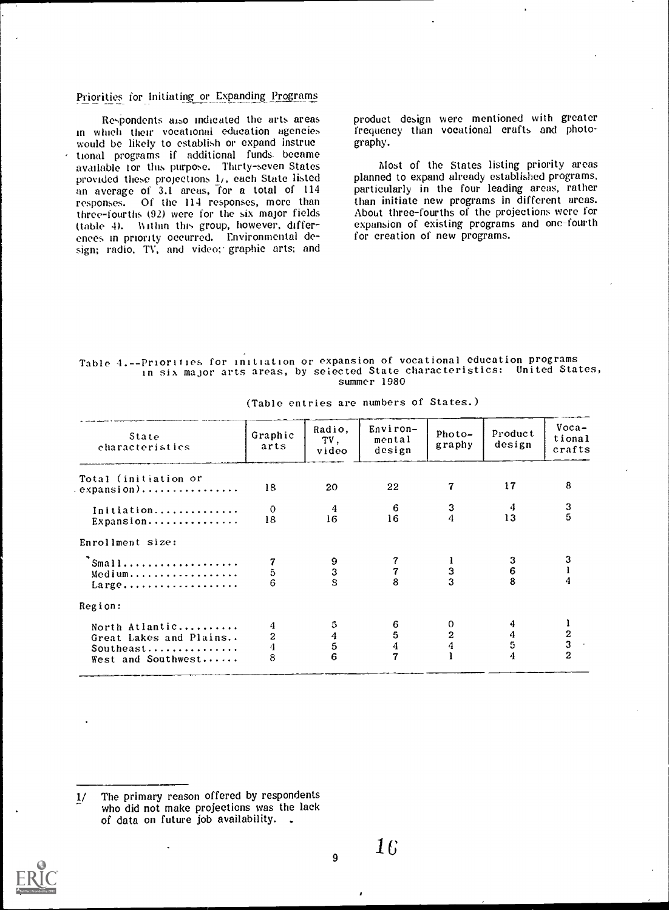## Priorities for Initiating or Expanding Programs

Respondents also indicated the arts areas in which their vocational education agencies would be likely to establish or expand instructional programs if additional funds became available for this purpose. Thirty-seven States provided these projections 1/, each State listed an average of 3.1 areas, for a total of 114 responses. Of the 114 responses, more than three-fourths (92) were for the six major fields (table 4). Within this group, however, differences in priority occurred. Environmental design; radio, TV, and video; graphic arts; and product design were mentioned with greater frequency than vocational crafts and photography.

Most of the States listing priority areas planned to expand already established programs, particularly in the four leading areas, rather than initiate new programs in different areas. About three-fourths of the projections were for expansion of existing programs and one-fourth for creation of new programs.

Table 4.--Priorities for initiation or expansion of vocational education programs in six major arts areas, by selected State characteristics: United States, summer 1980

(Table entries are numbers of States.)

| State characteristics | Graphic arts | Radio, TV, video | Environmental design | Photography | Product design | Vocational crafts |
|---|---|---|---|---|---|---|
| Total (initiation or expansion)................ | 18 | 20 | 22 | 7 | 17 | 8 |
| Initiation.............. | 0 | 4 | 6 | 3 | 4 | 3 |
| Expansion............... | 18 | 16 | 16 | 4 | 13 | 5 |
| Enrollment size: | | | | | | |
| Small................... | 7 | 9 | 7 | 1 | 3 | 3 |
| Medium.................. | 5 | 3 | 7 | 3 | 6 | 1 |
| Large................... | 6 | 8 | 8 | 3 | 8 | 4 |
| Region: | | | | | | |
| North Atlantic.......... | 4 | 5 | 6 | 0 | 4 | 1 |
| Great Lakes and Plains.. | 2 | 4 | 5 | 2 | 4 | 2 |
| Southeast............... | 4 | 5 | 4 | 4 | 5 | 3 |
| West and Southwest...... | 8 | 6 | 7 | 1 | 4 | 2 |

1/ The primary reason offered by respondents who did not make projections was the lack of data on future job availability.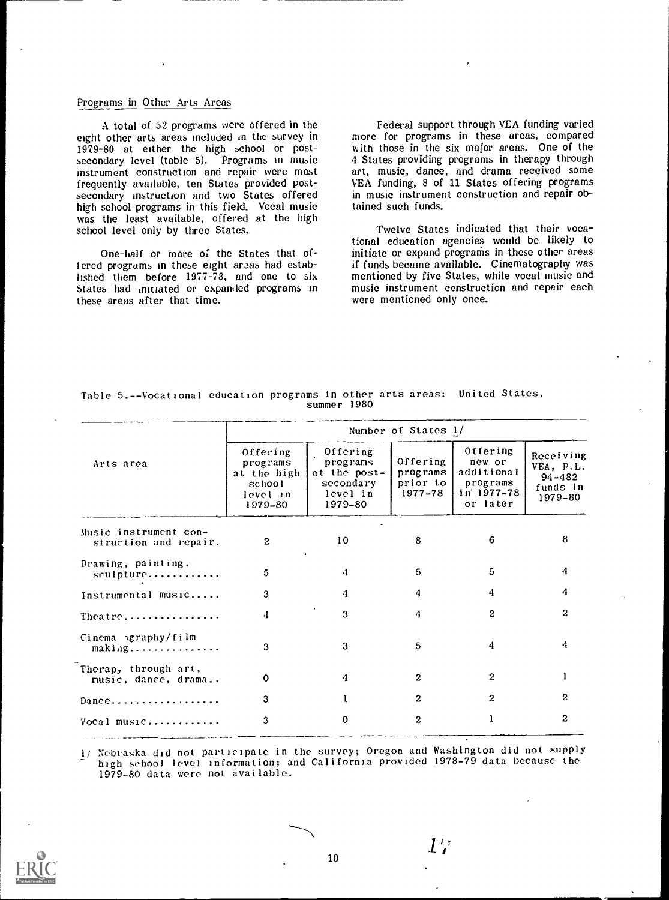## Programs in Other Arts Areas

A total of 52 programs were offered in the eight other arts areas included in the survey in 1979-80 at either the high school or post-secondary level (table 5). Programs in music instrument construction and repair were most frequently available, ten States provided post-secondary instruction and two States offered high school programs in this field. Vocal music was the least available, offered at the high school level only by three States.

One-half or more of the States that offered programs in these eight areas had established them before 1977-78, and one to six States had initiated or expanded programs in these areas after that time.

Federal support through VEA funding varied more for programs in these areas, compared with those in the six major areas. One of the 4 States providing programs in therapy through art, music, dance, and drama received some VEA funding, 8 of 11 States offering programs in music instrument construction and repair obtained such funds.

Twelve States indicated that their vocational education agencies would be likely to initiate or expand programs in these other areas if funds became available. Cinematography was mentioned by five States, while vocal music and music instrument construction and repair each were mentioned only once.

Table 5.--Vocational education programs in other arts areas: United States, summer 1980

| Arts area | Number of States 1/ | | | | |
|---|---|---|---|---|---|
| | Offering programs at the high school level in 1979-80 | Offering programs at the post-secondary level in 1979-80 | Offering programs prior to 1977-78 | Offering new or additional programs in 1977-78 or later | Receiving VEA, P.L. 94-482 funds in 1979-80 |
| Music instrument construction and repair | 2 | 10 | 8 | 6 | 8 |
| Drawing, painting, sculpture | 5 | 4 | 5 | 5 | 4 |
| Instrumental music | 3 | 4 | 4 | 4 | 4 |
| Theatre | 4 | 3 | 4 | 2 | 2 |
| Cinematography/film making | 3 | 3 | 5 | 4 | 4 |
| Therapy through art, music, dance, drama | 0 | 4 | 2 | 2 | 1 |
| Dance | 3 | 1 | 2 | 2 | 2 |
| Vocal music | 3 | 0 | 2 | 1 | 2 |

1/ Nebraska did not participate in the survey; Oregon and Washington did not supply high school level information; and California provided 1978-79 data because the 1979-80 data were not available.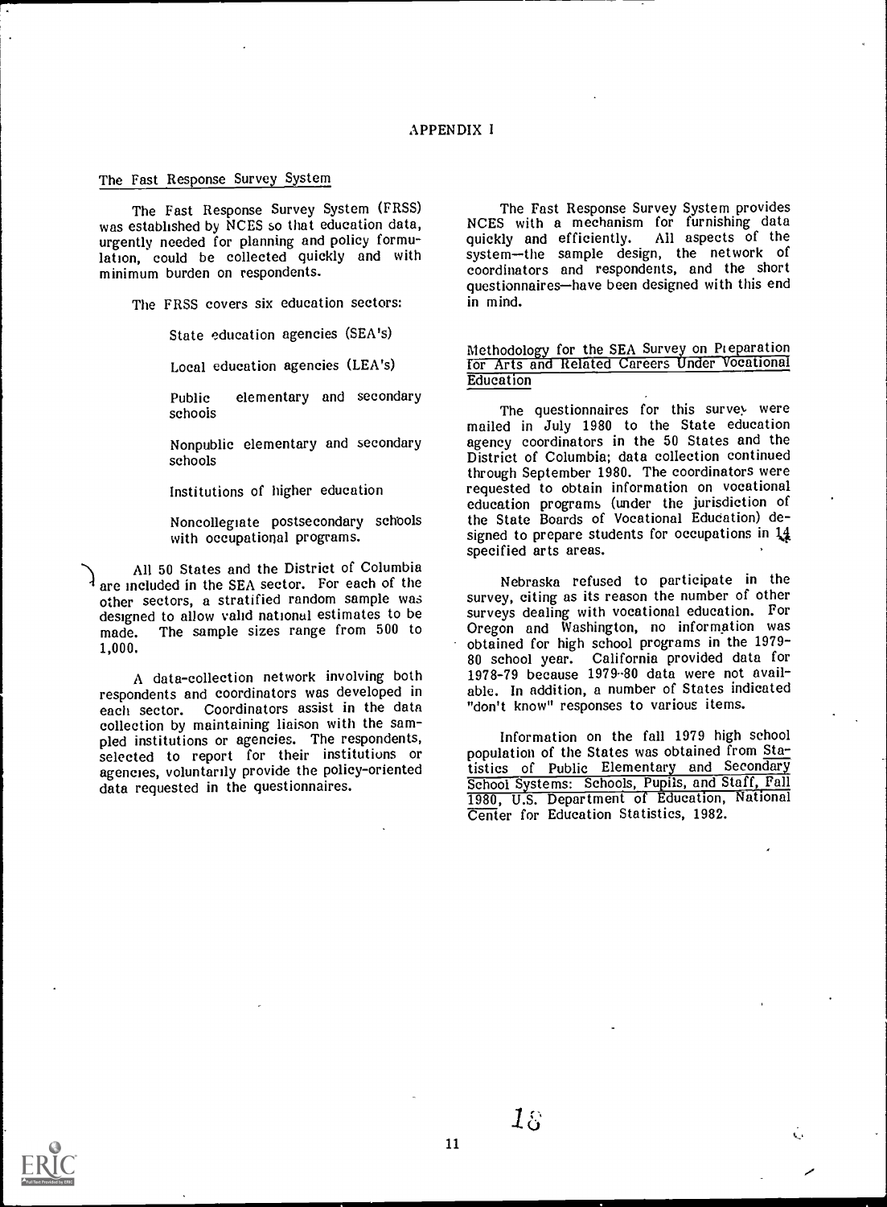# APPENDIX I

## The Fast Response Survey System

The Fast Response Survey System (FRSS) was established by NCES so that education data, urgently needed for planning and policy formulation, could be collected quickly and with minimum burden on respondents.

The FRSS covers six education sectors:

- State education agencies (SEA's)
- Local education agencies (LEA's)
- Public elementary and secondary schools
- Nonpublic elementary and secondary schools
- Institutions of higher education
- Noncollegiate postsecondary schools with occupational programs.

All 50 States and the District of Columbia are included in the SEA sector. For each of the other sectors, a stratified random sample was designed to allow valid national estimates to be made. The sample sizes range from 500 to 1,000.

A data-collection network involving both respondents and coordinators was developed in each sector. Coordinators assist in the data collection by maintaining liaison with the sampled institutions or agencies. The respondents, selected to report for their institutions or agencies, voluntarily provide the policy-oriented data requested in the questionnaires.

The Fast Response Survey System provides NCES with a mechanism for furnishing data quickly and efficiently. All aspects of the system—the sample design, the network of coordinators and respondents, and the short questionnaires—have been designed with this end in mind.

## Methodology for the SEA Survey on Preparation for Arts and Related Careers Under Vocational Education

The questionnaires for this survey were mailed in July 1980 to the State education agency coordinators in the 50 States and the District of Columbia; data collection continued through September 1980. The coordinators were requested to obtain information on vocational education programs (under the jurisdiction of the State Boards of Vocational Education) designed to prepare students for occupations in 14 specified arts areas.

Nebraska refused to participate in the survey, citing as its reason the number of other surveys dealing with vocational education. For Oregon and Washington, no information was obtained for high school programs in the 1979-80 school year. California provided data for 1978-79 because 1979-80 data were not available. In addition, a number of States indicated "don't know" responses to various items.

Information on the fall 1979 high school population of the States was obtained from Statistics of Public Elementary and Secondary School Systems: Schools, Pupils, and Staff, Fall 1980, U.S. Department of Education, National Center for Education Statistics, 1982.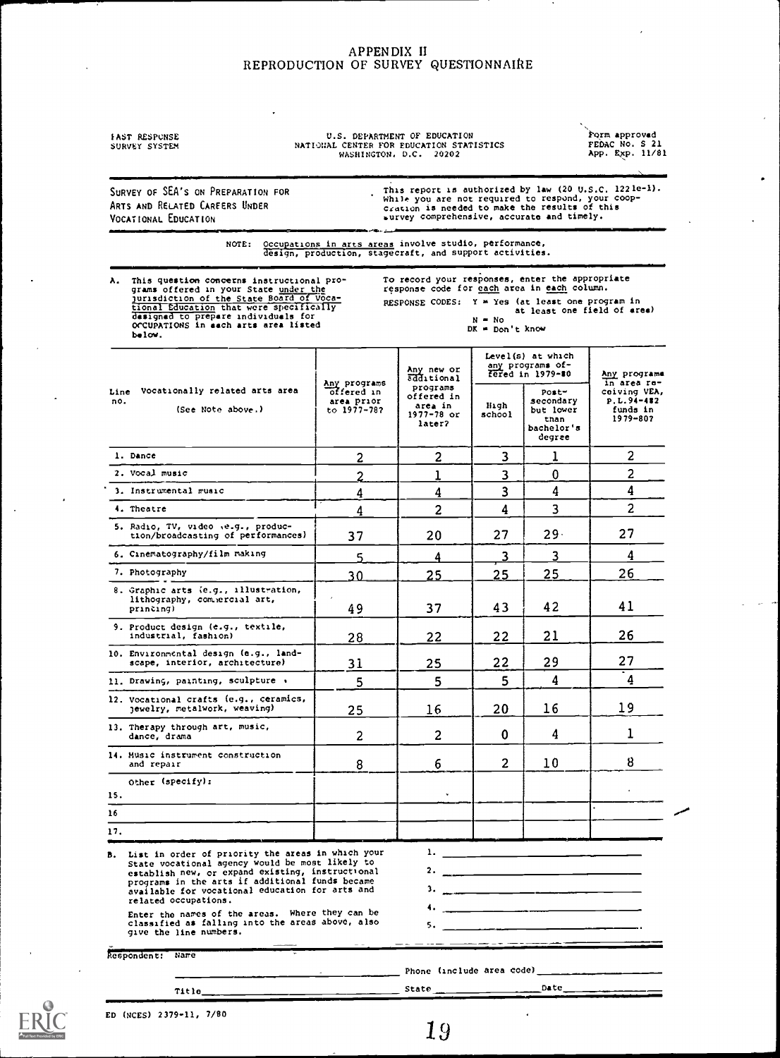# APPENDIX II
## REPRODUCTION OF SURVEY QUESTIONNAIRE

FAST RESPONSE SURVEY SYSTEM

U.S. DEPARTMENT OF EDUCATION
NATIONAL CENTER FOR EDUCATION STATISTICS
WASHINGTON, D.C. 20202

Form approved
FEDAC No. S 21
App. Exp. 11/81

**SURVEY OF SEA'S ON PREPARATION FOR ARTS AND RELATED CAREERS UNDER VOCATIONAL EDUCATION**

This report is authorized by law (20 U.S.C. 1221e-1). While you are not required to respond, your cooperation is needed to make the results of this survey comprehensive, accurate and timely.

NOTE: Occupations in arts areas involve studio, performance, design, production, stagecraft, and support activities.

A. This question concerns instructional programs offered in your State under the jurisdiction of the State Board of Vocational Education that were specifically designed to prepare individuals for OCCUPATIONS in each arts area listed below.

To record your responses, enter the appropriate response code for each area in each column.

RESPONSE CODES: Y = Yes (at least one program in at least one field of area)
N = No
DK = Don't know

| Line no. | Vocationally related arts area (See Note above.) | Any programs offered in area prior to 1977-78? | Any new or additional programs offered in area in 1977-78 or later? | Level(s) at which any programs offered in 1979-80: High school | Level(s) at which any programs offered in 1979-80: Post-secondary but lower than bachelor's degree | Any programs in area receiving VEA, P.L.94-482 funds in 1979-80? |
|---|---|---|---|---|---|---|
| 1. | Dance | 2 | 2 | 3 | 1 | 2 |
| 2. | Vocal music | 2 | 1 | 3 | 0 | 2 |
| 3. | Instrumental music | 4 | 4 | 3 | 4 | 4 |
| 4. | Theatre | 4 | 2 | 4 | 3 | 2 |
| 5. | Radio, TV, video (e.g., production/broadcasting of performances) | 37 | 20 | 27 | 29 | 27 |
| 6. | Cinematography/film making | 5 | 4 | 3 | 3 | 4 |
| 7. | Photography | 30 | 25 | 25 | 25 | 26 |
| 8. | Graphic arts (e.g., illustration, lithography, commercial art, printing) | 49 | 37 | 43 | 42 | 41 |
| 9. | Product design (e.g., textile, industrial, fashion) | 28 | 22 | 22 | 21 | 26 |
| 10. | Environmental design (e.g., landscape, interior, architecture) | 31 | 25 | 22 | 29 | 27 |
| 11. | Drawing, painting, sculpture | 5 | 5 | 5 | 4 | 4 |
| 12. | Vocational crafts (e.g., ceramics, jewelry, metalwork, weaving) | 25 | 16 | 20 | 16 | 19 |
| 13. | Therapy through art, music, dance, drama | 2 | 2 | 0 | 4 | 1 |
| 14. | Music instrument construction and repair | 8 | 6 | 2 | 10 | 8 |
| | Other (specify): | | | | | |
| 15. | | | | | | |
| 16 | | | | | | |
| 17. | | | | | | |

B. List in order of priority the areas in which your State vocational agency would be most likely to establish new, or expand existing, instructional programs in the arts if additional funds became available for vocational education for arts and related occupations.

Enter the names of the areas. Where they can be classified as falling into the areas above, also give the line numbers.

1. ____________
2. ____________
3. ____________
4. ____________
5. ____________

Respondent: Name ____________ Phone (include area code) ____________

Title ____________ State ____________ Date ____________

ED (NCES) 2379-11, 7/80